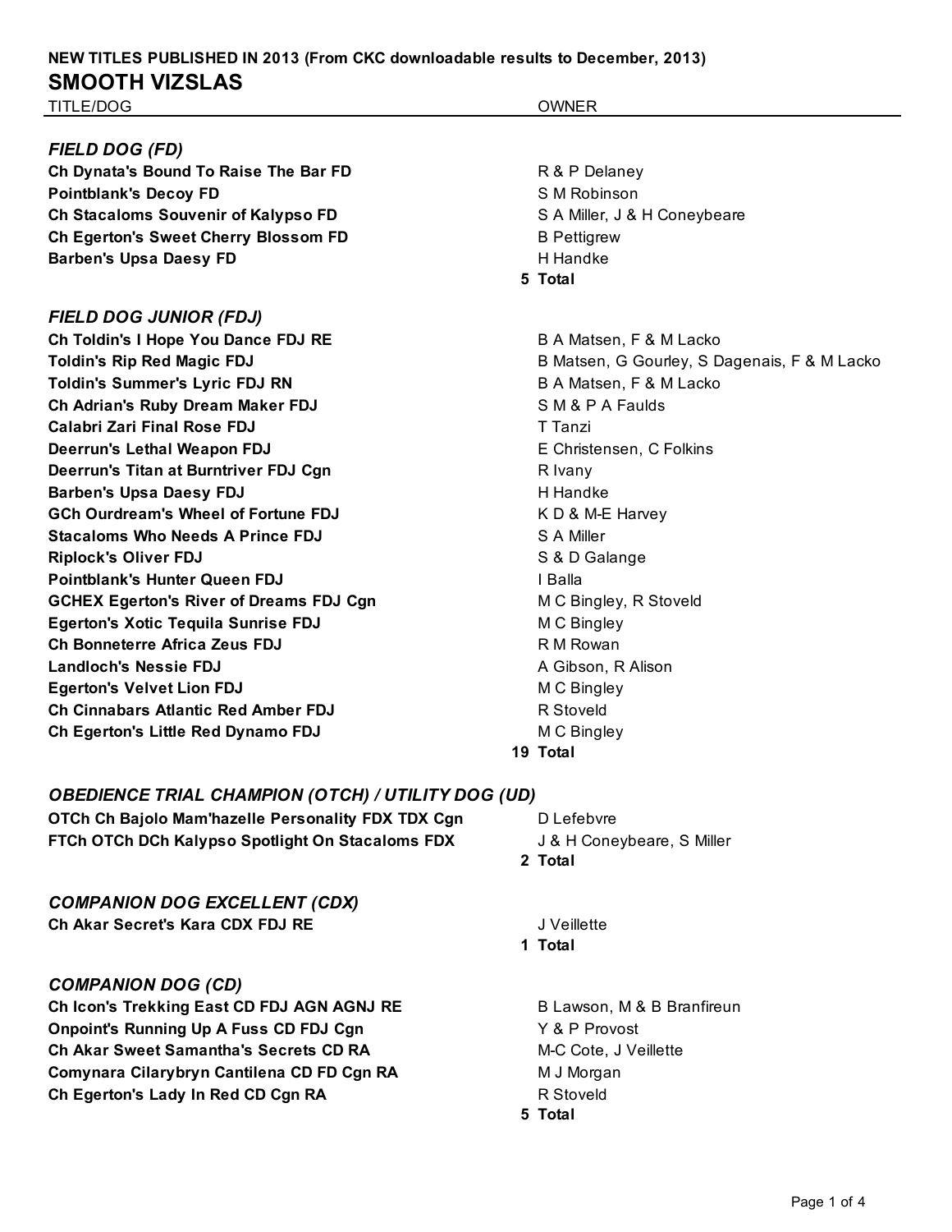**NEW TITLES PUBLISHED IN 2013 (From CKC downloadable results to December, 2013)**

# SMOOTH VIZSLAS

| TITLE/DOG | | OWNER |
|---|---|---|
| ***FIELD DOG (FD)*** | | |
| **Ch Dynata's Bound To Raise The Bar FD** | | R & P Delaney |
| **Pointblank's Decoy FD** | | S M Robinson |
| **Ch Stacaloms Souvenir of Kalypso FD** | | S A Miller, J & H Coneybeare |
| **Ch Egerton's Sweet Cherry Blossom FD** | | B Pettigrew |
| **Barben's Upsa Daesy FD** | | H Handke |
| | **5** | **Total** |
| ***FIELD DOG JUNIOR (FDJ)*** | | |
| **Ch Toldin's I Hope You Dance FDJ RE** | | B A Matsen, F & M Lacko |
| **Toldin's Rip Red Magic FDJ** | | B Matsen, G Gourley, S Dagenais, F & M Lacko |
| **Toldin's Summer's Lyric FDJ RN** | | B A Matsen, F & M Lacko |
| **Ch Adrian's Ruby Dream Maker FDJ** | | S M & P A Faulds |
| **Calabri Zari Final Rose FDJ** | | T Tanzi |
| **Deerrun's Lethal Weapon FDJ** | | E Christensen, C Folkins |
| **Deerrun's Titan at Burntriver FDJ Cgn** | | R Ivany |
| **Barben's Upsa Daesy FDJ** | | H Handke |
| **GCh Ourdream's Wheel of Fortune FDJ** | | K D & M-E Harvey |
| **Stacaloms Who Needs A Prince FDJ** | | S A Miller |
| **Riplock's Oliver FDJ** | | S & D Galange |
| **Pointblank's Hunter Queen FDJ** | | I Balla |
| **GCHEX Egerton's River of Dreams FDJ Cgn** | | M C Bingley, R Stoveld |
| **Egerton's Xotic Tequila Sunrise FDJ** | | M C Bingley |
| **Ch Bonneterre Africa Zeus FDJ** | | R M Rowan |
| **Landloch's Nessie FDJ** | | A Gibson, R Alison |
| **Egerton's Velvet Lion FDJ** | | M C Bingley |
| **Ch Cinnabars Atlantic Red Amber FDJ** | | R Stoveld |
| **Ch Egerton's Little Red Dynamo FDJ** | | M C Bingley |
| | **19** | **Total** |
| ***OBEDIENCE TRIAL CHAMPION (OTCH) / UTILITY DOG (UD)*** | | |
| **OTCh Ch Bajolo Mam'hazelle Personality FDX TDX Cgn** | | D Lefebvre |
| **FTCh OTCh DCh Kalypso Spotlight On Stacaloms FDX** | | J & H Coneybeare, S Miller |
| | **2** | **Total** |
| ***COMPANION DOG EXCELLENT (CDX)*** | | |
| **Ch Akar Secret's Kara CDX FDJ RE** | | J Veillette |
| | **1** | **Total** |
| ***COMPANION DOG (CD)*** | | |
| **Ch Icon's Trekking East CD FDJ AGN AGNJ RE** | | B Lawson, M & B Branfireun |
| **Onpoint's Running Up A Fuss CD FDJ Cgn** | | Y & P Provost |
| **Ch Akar Sweet Samantha's Secrets CD RA** | | M-C Cote, J Veillette |
| **Comynara Cilarybryn Cantilena CD FD Cgn RA** | | M J Morgan |
| **Ch Egerton's Lady In Red CD Cgn RA** | | R Stoveld |
| | **5** | **Total** |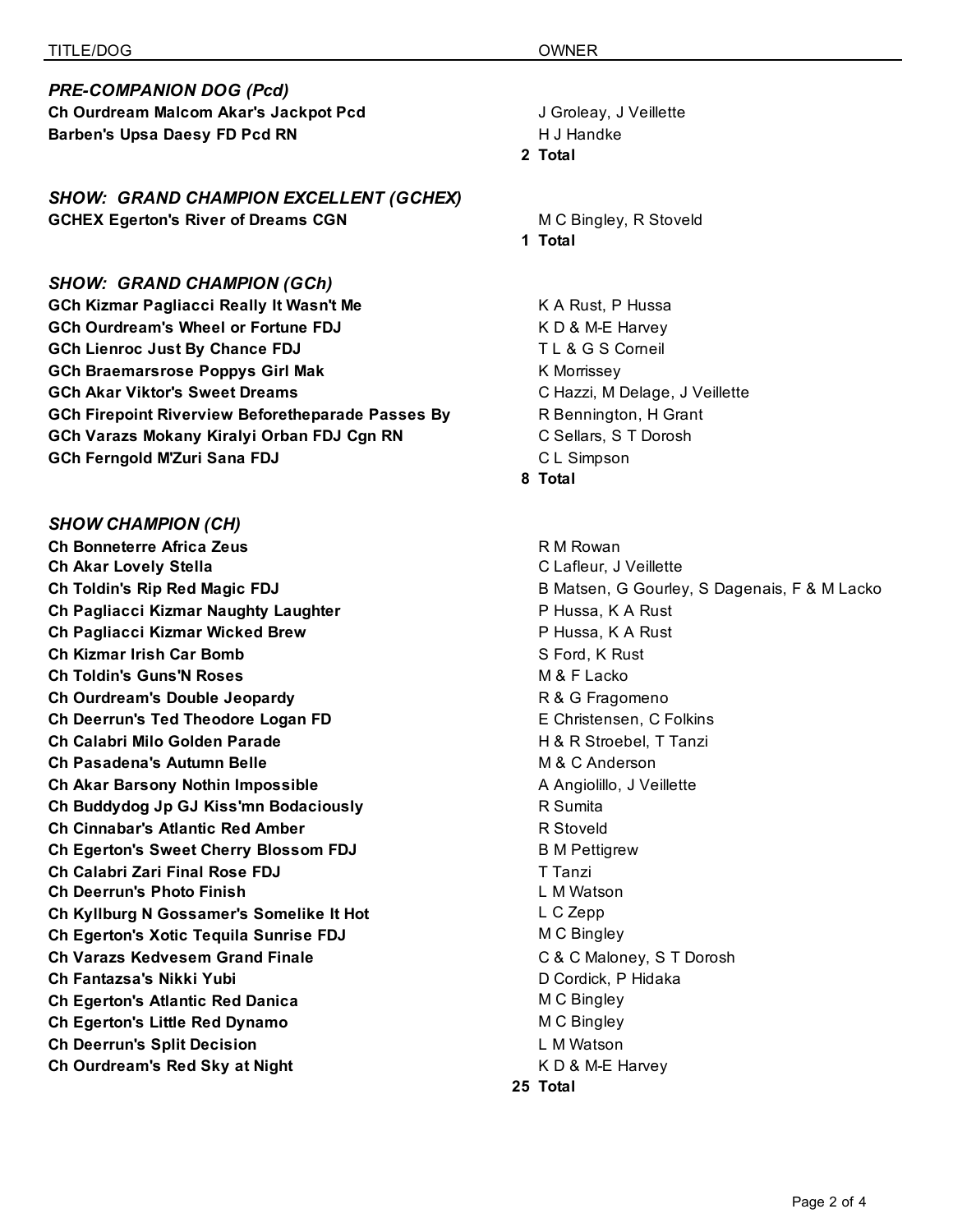| TITLE/DOG | OWNER |
|---|---|
| ***PRE-COMPANION DOG (Pcd)*** | |
| **Ch Ourdream Malcom Akar's Jackpot Pcd** | J Groleay, J Veillette |
| **Barben's Upsa Daesy FD Pcd RN** | H J Handke |
| | **2 Total** |
| ***SHOW: GRAND CHAMPION EXCELLENT (GCHEX)*** | |
| **GCHEX Egerton's River of Dreams CGN** | M C Bingley, R Stoveld |
| | **1 Total** |
| ***SHOW: GRAND CHAMPION (GCh)*** | |
| **GCh Kizmar Pagliacci Really It Wasn't Me** | K A Rust, P Hussa |
| **GCh Ourdream's Wheel or Fortune FDJ** | K D & M-E Harvey |
| **GCh Lienroc Just By Chance FDJ** | T L & G S Corneil |
| **GCh Braemarsrose Poppys Girl Mak** | K Morrissey |
| **GCh Akar Viktor's Sweet Dreams** | C Hazzi, M Delage, J Veillette |
| **GCh Firepoint Riverview Beforetheparade Passes By** | R Bennington, H Grant |
| **GCh Varazs Mokany Kiralyi Orban FDJ Cgn RN** | C Sellars, S T Dorosh |
| **GCh Ferngold M'Zuri Sana FDJ** | C L Simpson |
| | **8 Total** |
| ***SHOW CHAMPION (CH)*** | |
| **Ch Bonneterre Africa Zeus** | R M Rowan |
| **Ch Akar Lovely Stella** | C Lafleur, J Veillette |
| **Ch Toldin's Rip Red Magic FDJ** | B Matsen, G Gourley, S Dagenais, F & M Lacko |
| **Ch Pagliacci Kizmar Naughty Laughter** | P Hussa, K A Rust |
| **Ch Pagliacci Kizmar Wicked Brew** | P Hussa, K A Rust |
| **Ch Kizmar Irish Car Bomb** | S Ford, K Rust |
| **Ch Toldin's Guns'N Roses** | M & F Lacko |
| **Ch Ourdream's Double Jeopardy** | R & G Fragomeno |
| **Ch Deerrun's Ted Theodore Logan FD** | E Christensen, C Folkins |
| **Ch Calabri Milo Golden Parade** | H & R Stroebel, T Tanzi |
| **Ch Pasadena's Autumn Belle** | M & C Anderson |
| **Ch Akar Barsony Nothin Impossible** | A Angiolillo, J Veillette |
| **Ch Buddydog Jp GJ Kiss'mn Bodaciously** | R Sumita |
| **Ch Cinnabar's Atlantic Red Amber** | R Stoveld |
| **Ch Egerton's Sweet Cherry Blossom FDJ** | B M Pettigrew |
| **Ch Calabri Zari Final Rose FDJ** | T Tanzi |
| **Ch Deerrun's Photo Finish** | L M Watson |
| **Ch Kyllburg N Gossamer's Somelike It Hot** | L C Zepp |
| **Ch Egerton's Xotic Tequila Sunrise FDJ** | M C Bingley |
| **Ch Varazs Kedvesem Grand Finale** | C & C Maloney, S T Dorosh |
| **Ch Fantazsa's Nikki Yubi** | D Cordick, P Hidaka |
| **Ch Egerton's Atlantic Red Danica** | M C Bingley |
| **Ch Egerton's Little Red Dynamo** | M C Bingley |
| **Ch Deerrun's Split Decision** | L M Watson |
| **Ch Ourdream's Red Sky at Night** | K D & M-E Harvey |
| | **25 Total** |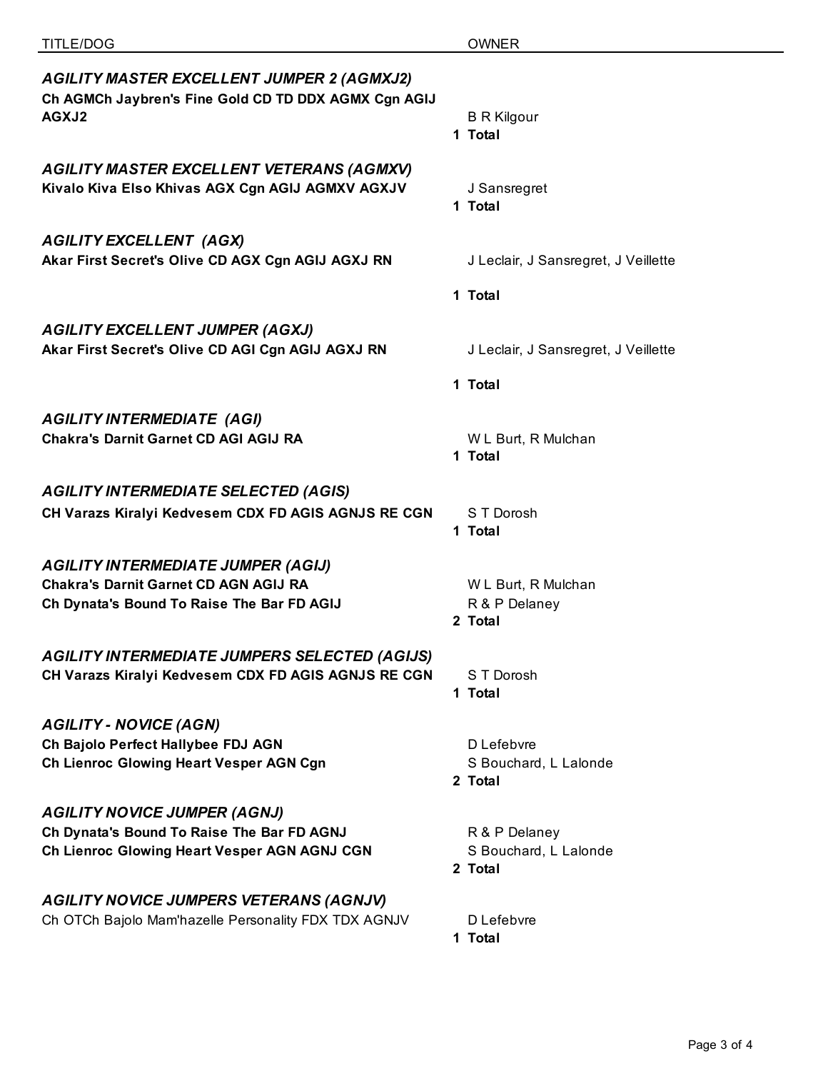| TITLE/DOG | OWNER |
| --- | --- |
| ***AGILITY MASTER EXCELLENT JUMPER 2 (AGMXJ2)*** | |
| **Ch AGMCh Jaybren's Fine Gold CD TD DDX AGMX Cgn AGIJ AGXJ2** | B R Kilgour |
| | **1 Total** |
| ***AGILITY MASTER EXCELLENT VETERANS (AGMXV)*** | |
| **Kivalo Kiva Elso Khivas AGX Cgn AGIJ AGMXV AGXJV** | J Sansregret |
| | **1 Total** |
| ***AGILITY EXCELLENT (AGX)*** | |
| **Akar First Secret's Olive CD AGX Cgn AGIJ AGXJ RN** | J Leclair, J Sansregret, J Veillette |
| | **1 Total** |
| ***AGILITY EXCELLENT JUMPER (AGXJ)*** | |
| **Akar First Secret's Olive CD AGI Cgn AGIJ AGXJ RN** | J Leclair, J Sansregret, J Veillette |
| | **1 Total** |
| ***AGILITY INTERMEDIATE (AGI)*** | |
| **Chakra's Darnit Garnet CD AGI AGIJ RA** | W L Burt, R Mulchan |
| | **1 Total** |
| ***AGILITY INTERMEDIATE SELECTED (AGIS)*** | |
| **CH Varazs Kiralyi Kedvesem CDX FD AGIS AGNJS RE CGN** | S T Dorosh |
| | **1 Total** |
| ***AGILITY INTERMEDIATE JUMPER (AGIJ)*** | |
| **Chakra's Darnit Garnet CD AGN AGIJ RA** | W L Burt, R Mulchan |
| **Ch Dynata's Bound To Raise The Bar FD AGIJ** | R & P Delaney |
| | **2 Total** |
| ***AGILITY INTERMEDIATE JUMPERS SELECTED (AGIJS)*** | |
| **CH Varazs Kiralyi Kedvesem CDX FD AGIS AGNJS RE CGN** | S T Dorosh |
| | **1 Total** |
| ***AGILITY - NOVICE (AGN)*** | |
| **Ch Bajolo Perfect Hallybee FDJ AGN** | D Lefebvre |
| **Ch Lienroc Glowing Heart Vesper AGN Cgn** | S Bouchard, L Lalonde |
| | **2 Total** |
| ***AGILITY NOVICE JUMPER (AGNJ)*** | |
| **Ch Dynata's Bound To Raise The Bar FD AGNJ** | R & P Delaney |
| **Ch Lienroc Glowing Heart Vesper AGN AGNJ CGN** | S Bouchard, L Lalonde |
| | **2 Total** |
| ***AGILITY NOVICE JUMPERS VETERANS (AGNJV)*** | |
| Ch OTCh Bajolo Mam'hazelle Personality FDX TDX AGNJV | D Lefebvre |
| | **1 Total** |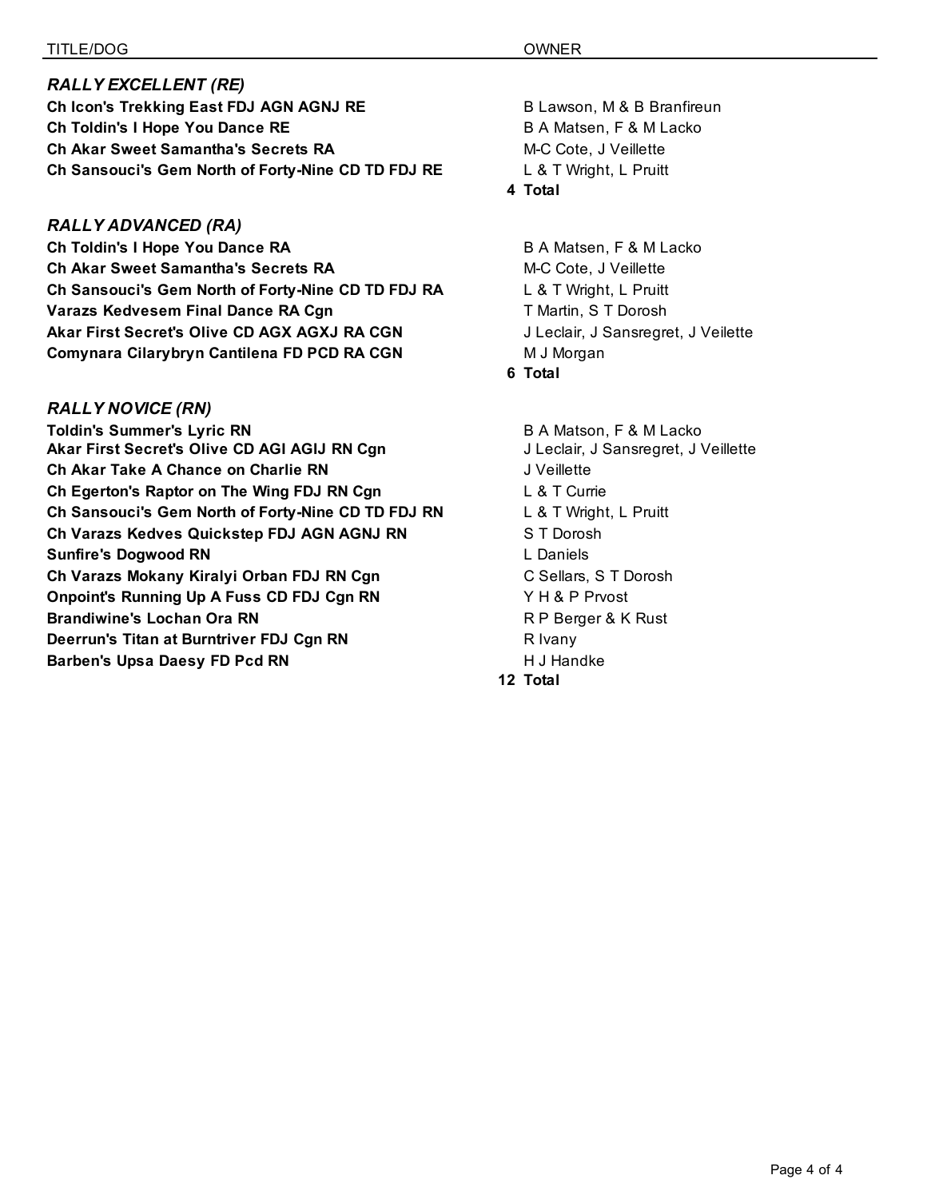| TITLE/DOG | OWNER |
|---|---|
| ***RALLY EXCELLENT (RE)*** | |
| **Ch Icon's Trekking East FDJ AGN AGNJ RE** | B Lawson, M & B Branfireun |
| **Ch Toldin's I Hope You Dance RE** | B A Matsen, F & M Lacko |
| **Ch Akar Sweet Samantha's Secrets RA** | M-C Cote, J Veillette |
| **Ch Sansouci's Gem North of Forty-Nine CD TD FDJ RE** | L & T Wright, L Pruitt |
| | **4 Total** |
| ***RALLY ADVANCED (RA)*** | |
| **Ch Toldin's I Hope You Dance RA** | B A Matsen, F & M Lacko |
| **Ch Akar Sweet Samantha's Secrets RA** | M-C Cote, J Veillette |
| **Ch Sansouci's Gem North of Forty-Nine CD TD FDJ RA** | L & T Wright, L Pruitt |
| **Varazs Kedvesem Final Dance RA Cgn** | T Martin, S T Dorosh |
| **Akar First Secret's Olive CD AGX AGXJ RA CGN** | J Leclair, J Sansregret, J Veilette |
| **Comynara Cilarybryn Cantilena FD PCD RA CGN** | M J Morgan |
| | **6 Total** |
| ***RALLY NOVICE (RN)*** | |
| **Toldin's Summer's Lyric RN** | B A Matson, F & M Lacko |
| **Akar First Secret's Olive CD AGI AGIJ RN Cgn** | J Leclair, J Sansregret, J Veillette |
| **Ch Akar Take A Chance on Charlie RN** | J Veillette |
| **Ch Egerton's Raptor on The Wing FDJ RN Cgn** | L & T Currie |
| **Ch Sansouci's Gem North of Forty-Nine CD TD FDJ RN** | L & T Wright, L Pruitt |
| **Ch Varazs Kedves Quickstep FDJ AGN AGNJ RN** | S T Dorosh |
| **Sunfire's Dogwood RN** | L Daniels |
| **Ch Varazs Mokany Kiralyi Orban FDJ RN Cgn** | C Sellars, S T Dorosh |
| **Onpoint's Running Up A Fuss CD FDJ Cgn RN** | Y H & P Prvost |
| **Brandiwine's Lochan Ora RN** | R P Berger & K Rust |
| **Deerrun's Titan at Burntriver FDJ Cgn RN** | R Ivany |
| **Barben's Upsa Daesy FD Pcd RN** | H J Handke |
| | **12 Total** |